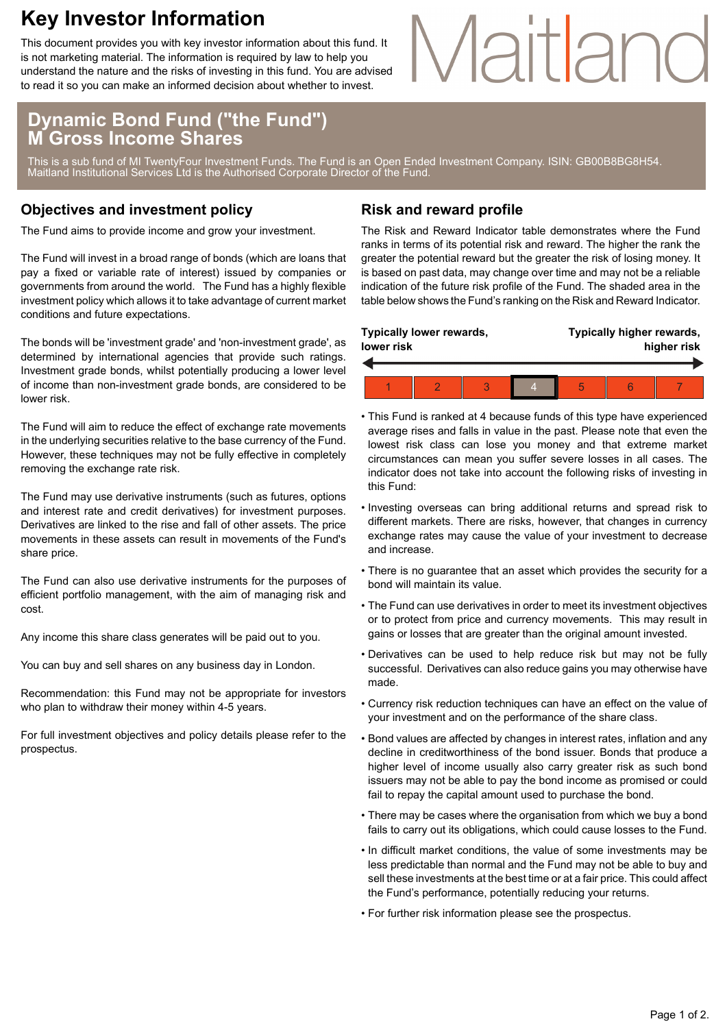# Key Investor Information

This document provides you with key investor information about this fund. It is not marketing material. The information is required by law to help you understand the nature and the risks of investing in this fund. You are advised to read it so you can make an informed decision about whether to invest.

Maitland

## Dynamic Bond Fund ("the Fund")
## M Gross Income Shares

This is a sub fund of MI TwentyFour Investment Funds. The Fund is an Open Ended Investment Company. ISIN: GB00B8BG8H54.
Maitland Institutional Services Ltd is the Authorised Corporate Director of the Fund.

## Objectives and investment policy

The Fund aims to provide income and grow your investment.

The Fund will invest in a broad range of bonds (which are loans that pay a fixed or variable rate of interest) issued by companies or governments from around the world. The Fund has a highly flexible investment policy which allows it to take advantage of current market conditions and future expectations.

The bonds will be 'investment grade' and 'non-investment grade', as determined by international agencies that provide such ratings. Investment grade bonds, whilst potentially producing a lower level of income than non-investment grade bonds, are considered to be lower risk.

The Fund will aim to reduce the effect of exchange rate movements in the underlying securities relative to the base currency of the Fund. However, these techniques may not be fully effective in completely removing the exchange rate risk.

The Fund may use derivative instruments (such as futures, options and interest rate and credit derivatives) for investment purposes. Derivatives are linked to the rise and fall of other assets. The price movements in these assets can result in movements of the Fund's share price.

The Fund can also use derivative instruments for the purposes of efficient portfolio management, with the aim of managing risk and cost.

Any income this share class generates will be paid out to you.

You can buy and sell shares on any business day in London.

Recommendation: this Fund may not be appropriate for investors who plan to withdraw their money within 4-5 years.

For full investment objectives and policy details please refer to the prospectus.

## Risk and reward profile

The Risk and Reward Indicator table demonstrates where the Fund ranks in terms of its potential risk and reward. The higher the rank the greater the potential reward but the greater the risk of losing money. It is based on past data, may change over time and may not be a reliable indication of the future risk profile of the Fund. The shaded area in the table below shows the Fund's ranking on the Risk and Reward Indicator.

**Typically lower rewards, lower risk** ← → **Typically higher rewards, higher risk**

| 1 | 2 | 3 | **4** | 5 | 6 | 7 |
|---|---|---|---|---|---|---|

- This Fund is ranked at 4 because funds of this type have experienced average rises and falls in value in the past. Please note that even the lowest risk class can lose you money and that extreme market circumstances can mean you suffer severe losses in all cases. The indicator does not take into account the following risks of investing in this Fund:
- Investing overseas can bring additional returns and spread risk to different markets. There are risks, however, that changes in currency exchange rates may cause the value of your investment to decrease and increase.
- There is no guarantee that an asset which provides the security for a bond will maintain its value.
- The Fund can use derivatives in order to meet its investment objectives or to protect from price and currency movements. This may result in gains or losses that are greater than the original amount invested.
- Derivatives can be used to help reduce risk but may not be fully successful. Derivatives can also reduce gains you may otherwise have made.
- Currency risk reduction techniques can have an effect on the value of your investment and on the performance of the share class.
- Bond values are affected by changes in interest rates, inflation and any decline in creditworthiness of the bond issuer. Bonds that produce a higher level of income usually also carry greater risk as such bond issuers may not be able to pay the bond income as promised or could fail to repay the capital amount used to purchase the bond.
- There may be cases where the organisation from which we buy a bond fails to carry out its obligations, which could cause losses to the Fund.
- In difficult market conditions, the value of some investments may be less predictable than normal and the Fund may not be able to buy and sell these investments at the best time or at a fair price. This could affect the Fund's performance, potentially reducing your returns.
- For further risk information please see the prospectus.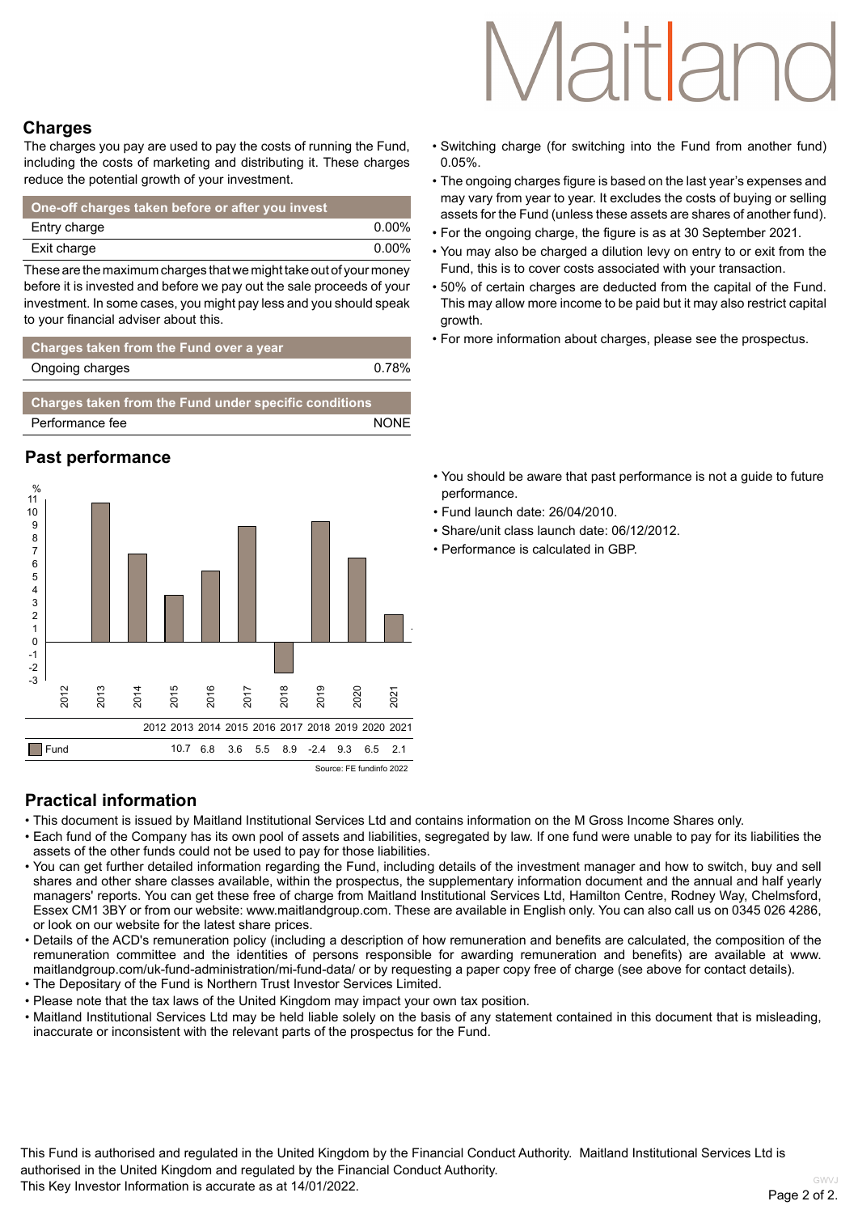Maitland

## Charges

The charges you pay are used to pay the costs of running the Fund, including the costs of marketing and distributing it. These charges reduce the potential growth of your investment.

| One-off charges taken before or after you invest | |
|---|---|
| Entry charge | 0.00% |
| Exit charge | 0.00% |

These are the maximum charges that we might take out of your money before it is invested and before we pay out the sale proceeds of your investment. In some cases, you might pay less and you should speak to your financial adviser about this.

| Charges taken from the Fund over a year | |
|---|---|
| Ongoing charges | 0.78% |

| Charges taken from the Fund under specific conditions | |
|---|---|
| Performance fee | NONE |

- Switching charge (for switching into the Fund from another fund) 0.05%.
- The ongoing charges figure is based on the last year's expenses and may vary from year to year. It excludes the costs of buying or selling assets for the Fund (unless these assets are shares of another fund).
- For the ongoing charge, the figure is as at 30 September 2021.
- You may also be charged a dilution levy on entry to or exit from the Fund, this is to cover costs associated with your transaction.
- 50% of certain charges are deducted from the capital of the Fund. This may allow more income to be paid but it may also restrict capital growth.
- For more information about charges, please see the prospectus.

## Past performance

%
11
10
9
8
7
6
5
4
3
2
1
0
-1
-2
-3

2012 2013 2014 2015 2016 2017 2018 2019 2020 2021

| | 2012 | 2013 | 2014 | 2015 | 2016 | 2017 | 2018 | 2019 | 2020 | 2021 |
|---|---|---|---|---|---|---|---|---|---|---|
| Fund | | 10.7 | 6.8 | 3.6 | 5.5 | 8.9 | -2.4 | 9.3 | 6.5 | 2.1 |

Source: FE fundinfo 2022

- You should be aware that past performance is not a guide to future performance.
- Fund launch date: 26/04/2010.
- Share/unit class launch date: 06/12/2012.
- Performance is calculated in GBP.

## Practical information

- This document is issued by Maitland Institutional Services Ltd and contains information on the M Gross Income Shares only.
- Each fund of the Company has its own pool of assets and liabilities, segregated by law. If one fund were unable to pay for its liabilities the assets of the other funds could not be used to pay for those liabilities.
- You can get further detailed information regarding the Fund, including details of the investment manager and how to switch, buy and sell shares and other share classes available, within the prospectus, the supplementary information document and the annual and half yearly managers' reports. You can get these free of charge from Maitland Institutional Services Ltd, Hamilton Centre, Rodney Way, Chelmsford, Essex CM1 3BY or from our website: www.maitlandgroup.com. These are available in English only. You can also call us on 0345 026 4286, or look on our website for the latest share prices.
- Details of the ACD's remuneration policy (including a description of how remuneration and benefits are calculated, the composition of the remuneration committee and the identities of persons responsible for awarding remuneration and benefits) are available at www. maitlandgroup.com/uk-fund-administration/mi-fund-data/ or by requesting a paper copy free of charge (see above for contact details).
- The Depositary of the Fund is Northern Trust Investor Services Limited.
- Please note that the tax laws of the United Kingdom may impact your own tax position.
- Maitland Institutional Services Ltd may be held liable solely on the basis of any statement contained in this document that is misleading, inaccurate or inconsistent with the relevant parts of the prospectus for the Fund.

This Fund is authorised and regulated in the United Kingdom by the Financial Conduct Authority. Maitland Institutional Services Ltd is authorised in the United Kingdom and regulated by the Financial Conduct Authority.
This Key Investor Information is accurate as at 14/01/2022.